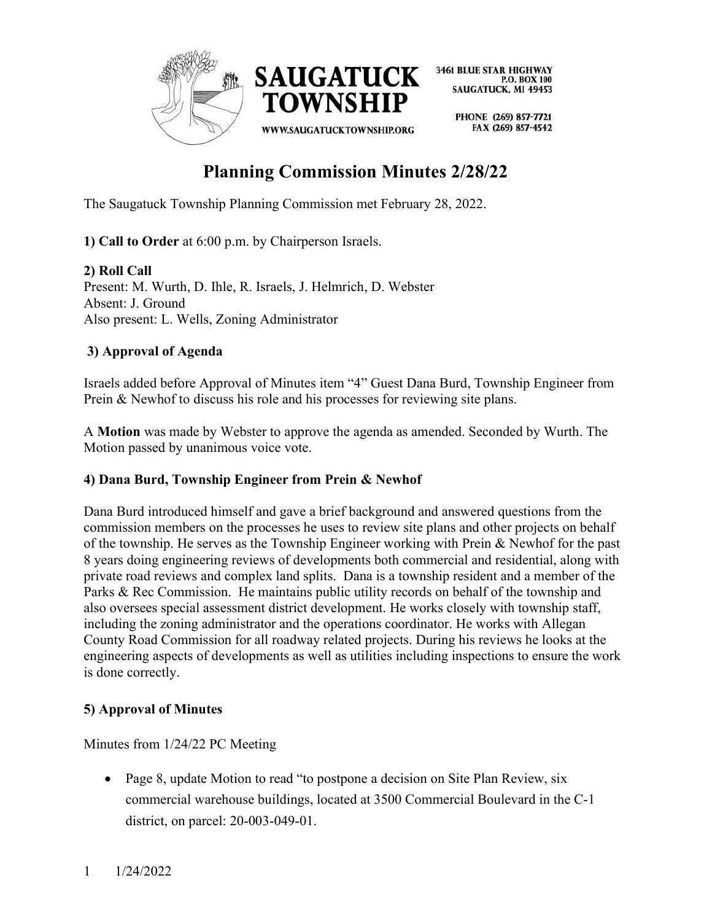SAUGATUCK TOWNSHIP

3461 BLUE STAR HIGHWAY
P.O. BOX 100
SAUGATUCK, MI 49453

PHONE (269) 857-7721
FAX (269) 857-4542

WWW.SAUGATUCKTOWNSHIP.ORG

# Planning Commission Minutes 2/28/22

The Saugatuck Township Planning Commission met February 28, 2022.

**1) Call to Order** at 6:00 p.m. by Chairperson Israels.

**2) Roll Call**
Present: M. Wurth, D. Ihle, R. Israels, J. Helmrich, D. Webster
Absent: J. Ground
Also present: L. Wells, Zoning Administrator

**3) Approval of Agenda**

Israels added before Approval of Minutes item "4" Guest Dana Burd, Township Engineer from Prein & Newhof to discuss his role and his processes for reviewing site plans.

A **Motion** was made by Webster to approve the agenda as amended. Seconded by Wurth. The Motion passed by unanimous voice vote.

**4) Dana Burd, Township Engineer from Prein & Newhof**

Dana Burd introduced himself and gave a brief background and answered questions from the commission members on the processes he uses to review site plans and other projects on behalf of the township. He serves as the Township Engineer working with Prein & Newhof for the past 8 years doing engineering reviews of developments both commercial and residential, along with private road reviews and complex land splits. Dana is a township resident and a member of the Parks & Rec Commission. He maintains public utility records on behalf of the township and also oversees special assessment district development. He works closely with township staff, including the zoning administrator and the operations coordinator. He works with Allegan County Road Commission for all roadway related projects. During his reviews he looks at the engineering aspects of developments as well as utilities including inspections to ensure the work is done correctly.

**5) Approval of Minutes**

Minutes from 1/24/22 PC Meeting

- Page 8, update Motion to read "to postpone a decision on Site Plan Review, six commercial warehouse buildings, located at 3500 Commercial Boulevard in the C-1 district, on parcel: 20-003-049-01.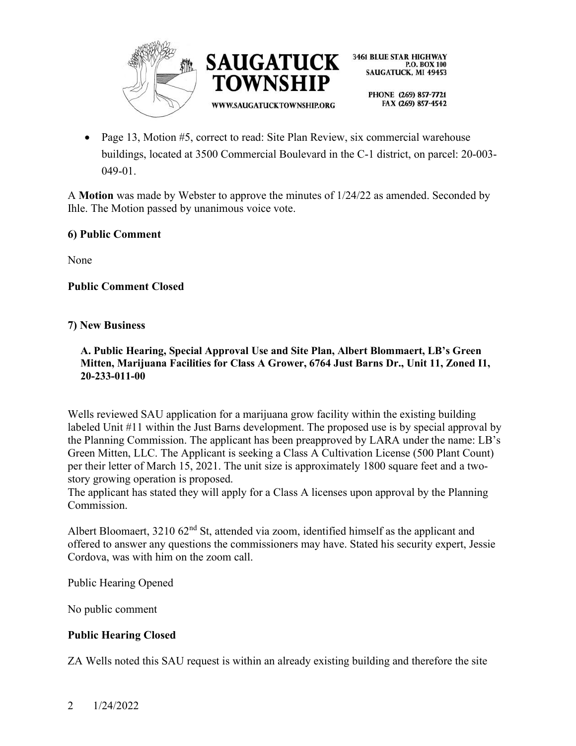- Page 13, Motion #5, correct to read: Site Plan Review, six commercial warehouse buildings, located at 3500 Commercial Boulevard in the C-1 district, on parcel: 20-003-049-01.

A **Motion** was made by Webster to approve the minutes of 1/24/22 as amended. Seconded by Ihle. The Motion passed by unanimous voice vote.

**6) Public Comment**

None

**Public Comment Closed**

**7) New Business**

**A. Public Hearing, Special Approval Use and Site Plan, Albert Blommaert, LB's Green Mitten, Marijuana Facilities for Class A Grower, 6764 Just Barns Dr., Unit 11, Zoned I1, 20-233-011-00**

Wells reviewed SAU application for a marijuana grow facility within the existing building labeled Unit #11 within the Just Barns development. The proposed use is by special approval by the Planning Commission. The applicant has been preapproved by LARA under the name: LB's Green Mitten, LLC. The Applicant is seeking a Class A Cultivation License (500 Plant Count) per their letter of March 15, 2021. The unit size is approximately 1800 square feet and a two-story growing operation is proposed.
The applicant has stated they will apply for a Class A licenses upon approval by the Planning Commission.

Albert Bloomaert, 3210 62nd St, attended via zoom, identified himself as the applicant and offered to answer any questions the commissioners may have. Stated his security expert, Jessie Cordova, was with him on the zoom call.

Public Hearing Opened

No public comment

**Public Hearing Closed**

ZA Wells noted this SAU request is within an already existing building and therefore the site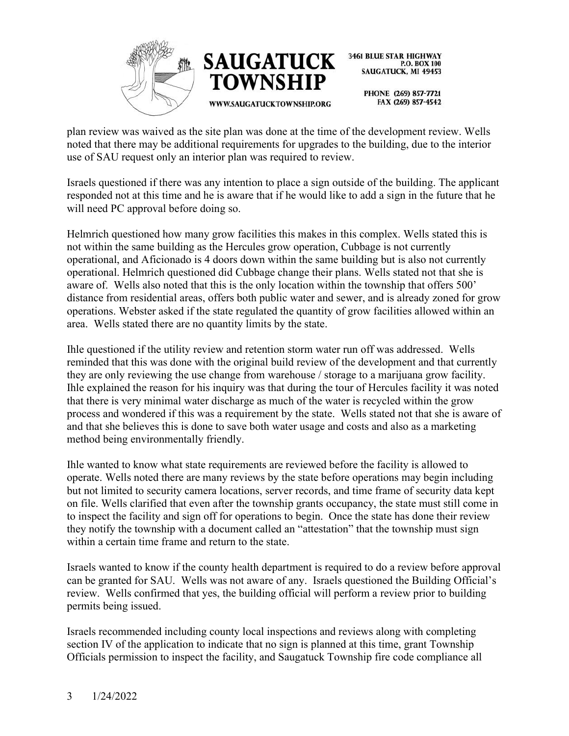plan review was waived as the site plan was done at the time of the development review. Wells noted that there may be additional requirements for upgrades to the building, due to the interior use of SAU request only an interior plan was required to review.

Israels questioned if there was any intention to place a sign outside of the building. The applicant responded not at this time and he is aware that if he would like to add a sign in the future that he will need PC approval before doing so.

Helmrich questioned how many grow facilities this makes in this complex. Wells stated this is not within the same building as the Hercules grow operation, Cubbage is not currently operational, and Aficionado is 4 doors down within the same building but is also not currently operational. Helmrich questioned did Cubbage change their plans. Wells stated not that she is aware of. Wells also noted that this is the only location within the township that offers 500' distance from residential areas, offers both public water and sewer, and is already zoned for grow operations. Webster asked if the state regulated the quantity of grow facilities allowed within an area. Wells stated there are no quantity limits by the state.

Ihle questioned if the utility review and retention storm water run off was addressed. Wells reminded that this was done with the original build review of the development and that currently they are only reviewing the use change from warehouse / storage to a marijuana grow facility. Ihle explained the reason for his inquiry was that during the tour of Hercules facility it was noted that there is very minimal water discharge as much of the water is recycled within the grow process and wondered if this was a requirement by the state. Wells stated not that she is aware of and that she believes this is done to save both water usage and costs and also as a marketing method being environmentally friendly.

Ihle wanted to know what state requirements are reviewed before the facility is allowed to operate. Wells noted there are many reviews by the state before operations may begin including but not limited to security camera locations, server records, and time frame of security data kept on file. Wells clarified that even after the township grants occupancy, the state must still come in to inspect the facility and sign off for operations to begin. Once the state has done their review they notify the township with a document called an "attestation" that the township must sign within a certain time frame and return to the state.

Israels wanted to know if the county health department is required to do a review before approval can be granted for SAU. Wells was not aware of any. Israels questioned the Building Official's review. Wells confirmed that yes, the building official will perform a review prior to building permits being issued.

Israels recommended including county local inspections and reviews along with completing section IV of the application to indicate that no sign is planned at this time, grant Township Officials permission to inspect the facility, and Saugatuck Township fire code compliance all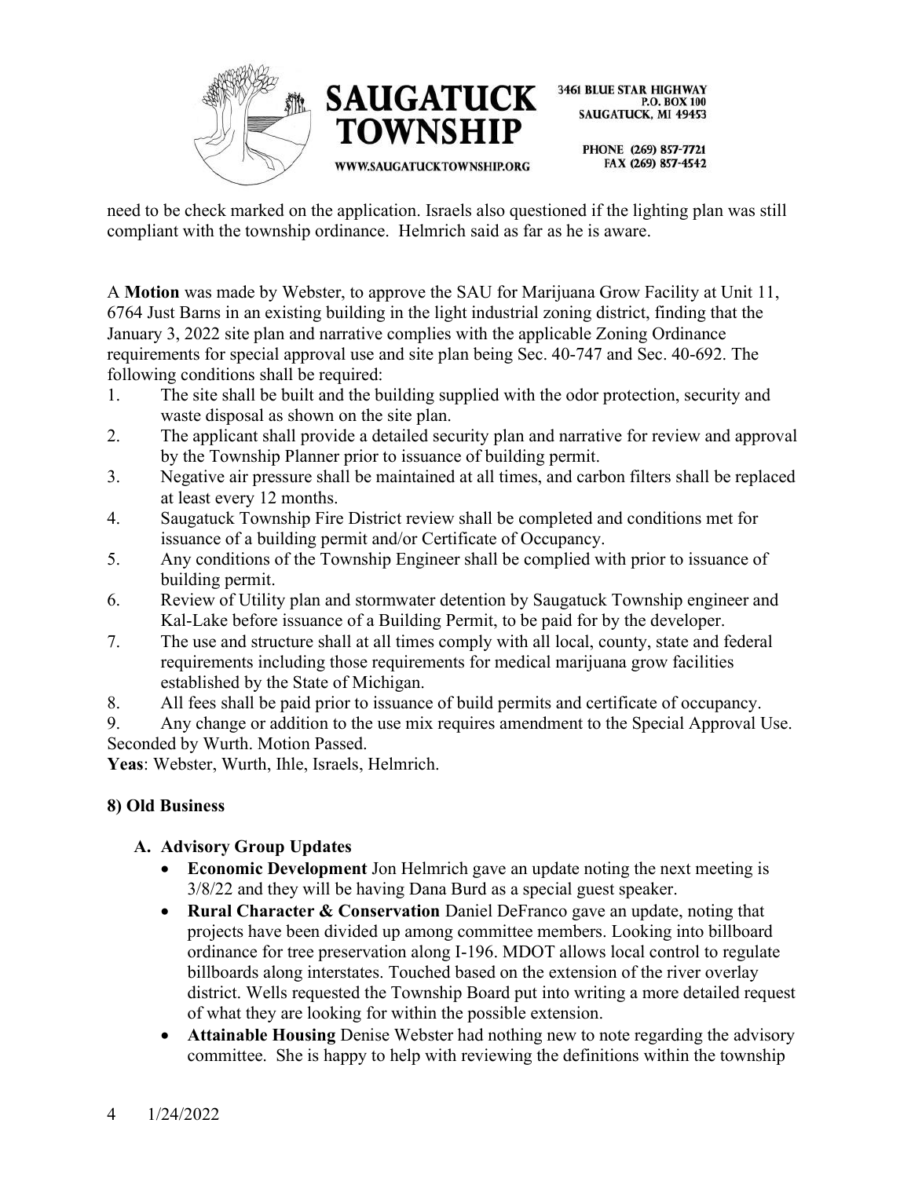need to be check marked on the application. Israels also questioned if the lighting plan was still compliant with the township ordinance. Helmrich said as far as he is aware.

A **Motion** was made by Webster, to approve the SAU for Marijuana Grow Facility at Unit 11, 6764 Just Barns in an existing building in the light industrial zoning district, finding that the January 3, 2022 site plan and narrative complies with the applicable Zoning Ordinance requirements for special approval use and site plan being Sec. 40-747 and Sec. 40-692. The following conditions shall be required:

1. The site shall be built and the building supplied with the odor protection, security and waste disposal as shown on the site plan.
2. The applicant shall provide a detailed security plan and narrative for review and approval by the Township Planner prior to issuance of building permit.
3. Negative air pressure shall be maintained at all times, and carbon filters shall be replaced at least every 12 months.
4. Saugatuck Township Fire District review shall be completed and conditions met for issuance of a building permit and/or Certificate of Occupancy.
5. Any conditions of the Township Engineer shall be complied with prior to issuance of building permit.
6. Review of Utility plan and stormwater detention by Saugatuck Township engineer and Kal-Lake before issuance of a Building Permit, to be paid for by the developer.
7. The use and structure shall at all times comply with all local, county, state and federal requirements including those requirements for medical marijuana grow facilities established by the State of Michigan.
8. All fees shall be paid prior to issuance of build permits and certificate of occupancy.
9. Any change or addition to the use mix requires amendment to the Special Approval Use.

Seconded by Wurth. Motion Passed.

**Yeas**: Webster, Wurth, Ihle, Israels, Helmrich.

## 8) Old Business

### A. Advisory Group Updates

- **Economic Development** Jon Helmrich gave an update noting the next meeting is 3/8/22 and they will be having Dana Burd as a special guest speaker.
- **Rural Character & Conservation** Daniel DeFranco gave an update, noting that projects have been divided up among committee members. Looking into billboard ordinance for tree preservation along I-196. MDOT allows local control to regulate billboards along interstates. Touched based on the extension of the river overlay district. Wells requested the Township Board put into writing a more detailed request of what they are looking for within the possible extension.
- **Attainable Housing** Denise Webster had nothing new to note regarding the advisory committee. She is happy to help with reviewing the definitions within the township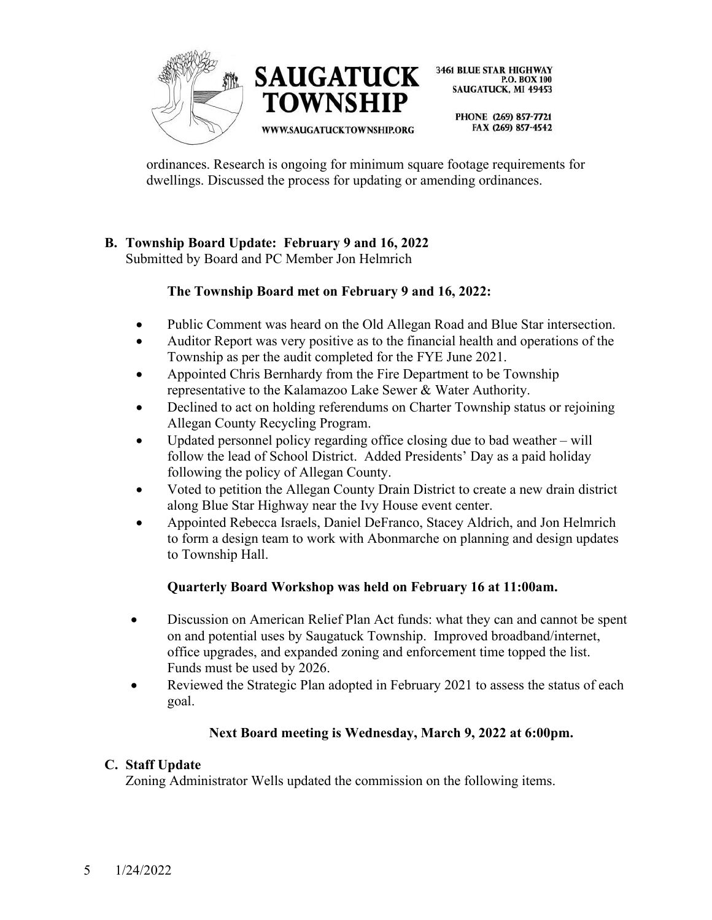ordinances. Research is ongoing for minimum square footage requirements for dwellings. Discussed the process for updating or amending ordinances.

**B. Township Board Update: February 9 and 16, 2022**
Submitted by Board and PC Member Jon Helmrich

**The Township Board met on February 9 and 16, 2022:**

- Public Comment was heard on the Old Allegan Road and Blue Star intersection.
- Auditor Report was very positive as to the financial health and operations of the Township as per the audit completed for the FYE June 2021.
- Appointed Chris Bernhardy from the Fire Department to be Township representative to the Kalamazoo Lake Sewer & Water Authority.
- Declined to act on holding referendums on Charter Township status or rejoining Allegan County Recycling Program.
- Updated personnel policy regarding office closing due to bad weather – will follow the lead of School District. Added Presidents' Day as a paid holiday following the policy of Allegan County.
- Voted to petition the Allegan County Drain District to create a new drain district along Blue Star Highway near the Ivy House event center.
- Appointed Rebecca Israels, Daniel DeFranco, Stacey Aldrich, and Jon Helmrich to form a design team to work with Abonmarche on planning and design updates to Township Hall.

**Quarterly Board Workshop was held on February 16 at 11:00am.**

- Discussion on American Relief Plan Act funds: what they can and cannot be spent on and potential uses by Saugatuck Township. Improved broadband/internet, office upgrades, and expanded zoning and enforcement time topped the list. Funds must be used by 2026.
- Reviewed the Strategic Plan adopted in February 2021 to assess the status of each goal.

**Next Board meeting is Wednesday, March 9, 2022 at 6:00pm.**

**C. Staff Update**
Zoning Administrator Wells updated the commission on the following items.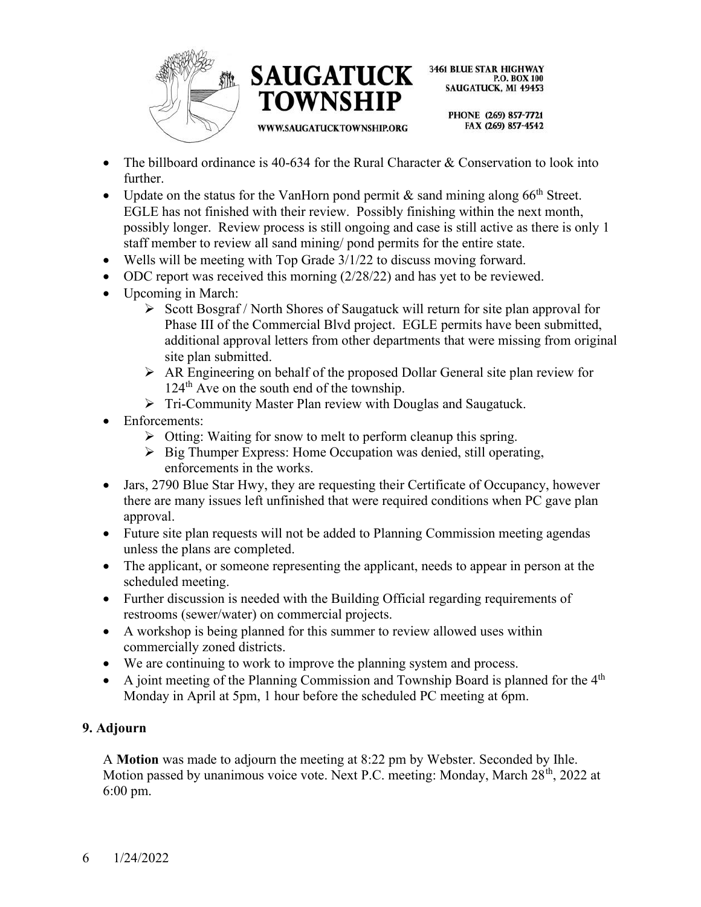- The billboard ordinance is 40-634 for the Rural Character & Conservation to look into further.
- Update on the status for the VanHorn pond permit & sand mining along 66th Street. EGLE has not finished with their review. Possibly finishing within the next month, possibly longer. Review process is still ongoing and case is still active as there is only 1 staff member to review all sand mining/ pond permits for the entire state.
- Wells will be meeting with Top Grade 3/1/22 to discuss moving forward.
- ODC report was received this morning (2/28/22) and has yet to be reviewed.
- Upcoming in March:
  - Scott Bosgraf / North Shores of Saugatuck will return for site plan approval for Phase III of the Commercial Blvd project. EGLE permits have been submitted, additional approval letters from other departments that were missing from original site plan submitted.
  - AR Engineering on behalf of the proposed Dollar General site plan review for 124th Ave on the south end of the township.
  - Tri-Community Master Plan review with Douglas and Saugatuck.
- Enforcements:
  - Otting: Waiting for snow to melt to perform cleanup this spring.
  - Big Thumper Express: Home Occupation was denied, still operating, enforcements in the works.
- Jars, 2790 Blue Star Hwy, they are requesting their Certificate of Occupancy, however there are many issues left unfinished that were required conditions when PC gave plan approval.
- Future site plan requests will not be added to Planning Commission meeting agendas unless the plans are completed.
- The applicant, or someone representing the applicant, needs to appear in person at the scheduled meeting.
- Further discussion is needed with the Building Official regarding requirements of restrooms (sewer/water) on commercial projects.
- A workshop is being planned for this summer to review allowed uses within commercially zoned districts.
- We are continuing to work to improve the planning system and process.
- A joint meeting of the Planning Commission and Township Board is planned for the 4th Monday in April at 5pm, 1 hour before the scheduled PC meeting at 6pm.

## 9. Adjourn

A **Motion** was made to adjourn the meeting at 8:22 pm by Webster. Seconded by Ihle. Motion passed by unanimous voice vote. Next P.C. meeting: Monday, March 28th, 2022 at 6:00 pm.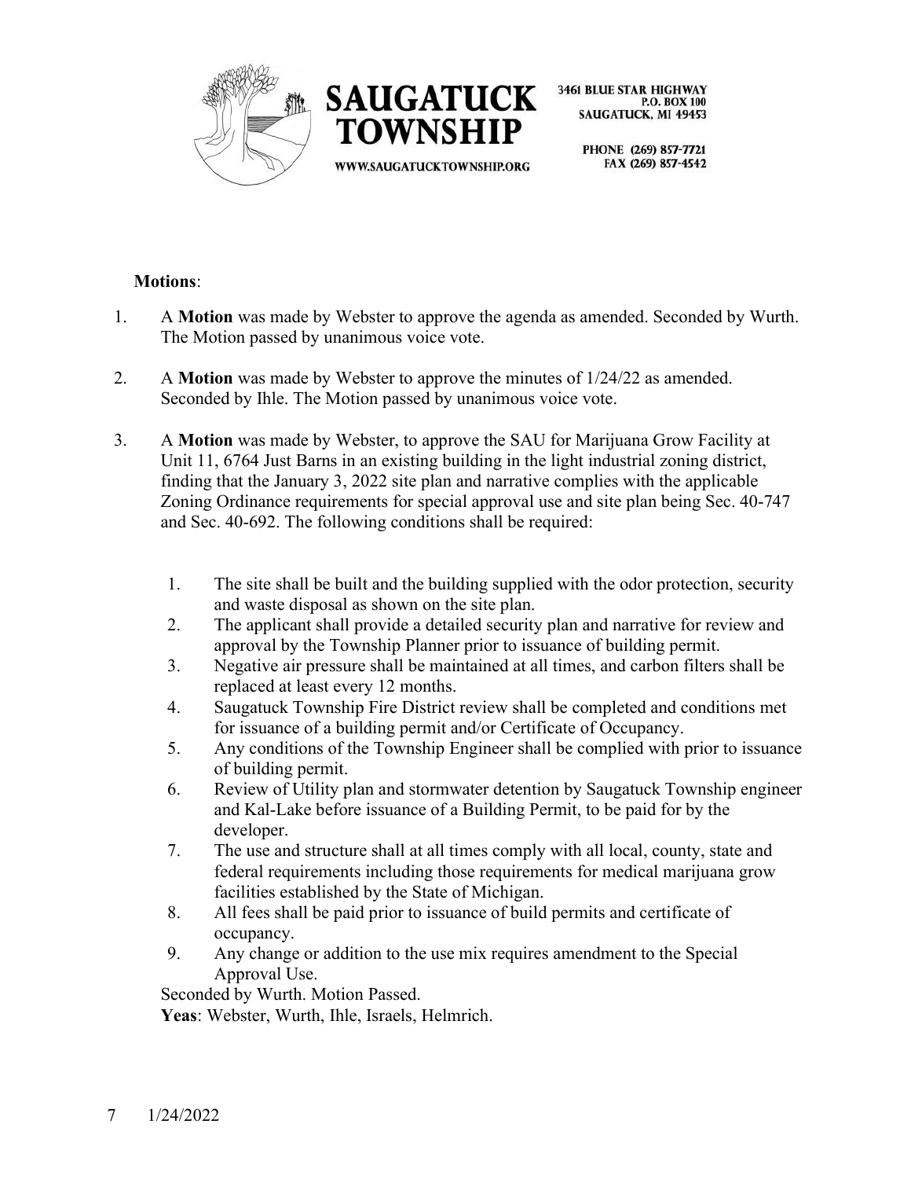**Motions**:

1. A **Motion** was made by Webster to approve the agenda as amended. Seconded by Wurth. The Motion passed by unanimous voice vote.

2. A **Motion** was made by Webster to approve the minutes of 1/24/22 as amended. Seconded by Ihle. The Motion passed by unanimous voice vote.

3. A **Motion** was made by Webster, to approve the SAU for Marijuana Grow Facility at Unit 11, 6764 Just Barns in an existing building in the light industrial zoning district, finding that the January 3, 2022 site plan and narrative complies with the applicable Zoning Ordinance requirements for special approval use and site plan being Sec. 40-747 and Sec. 40-692. The following conditions shall be required:

   1. The site shall be built and the building supplied with the odor protection, security and waste disposal as shown on the site plan.
   2. The applicant shall provide a detailed security plan and narrative for review and approval by the Township Planner prior to issuance of building permit.
   3. Negative air pressure shall be maintained at all times, and carbon filters shall be replaced at least every 12 months.
   4. Saugatuck Township Fire District review shall be completed and conditions met for issuance of a building permit and/or Certificate of Occupancy.
   5. Any conditions of the Township Engineer shall be complied with prior to issuance of building permit.
   6. Review of Utility plan and stormwater detention by Saugatuck Township engineer and Kal-Lake before issuance of a Building Permit, to be paid for by the developer.
   7. The use and structure shall at all times comply with all local, county, state and federal requirements including those requirements for medical marijuana grow facilities established by the State of Michigan.
   8. All fees shall be paid prior to issuance of build permits and certificate of occupancy.
   9. Any change or addition to the use mix requires amendment to the Special Approval Use.

   Seconded by Wurth. Motion Passed.

   **Yeas**: Webster, Wurth, Ihle, Israels, Helmrich.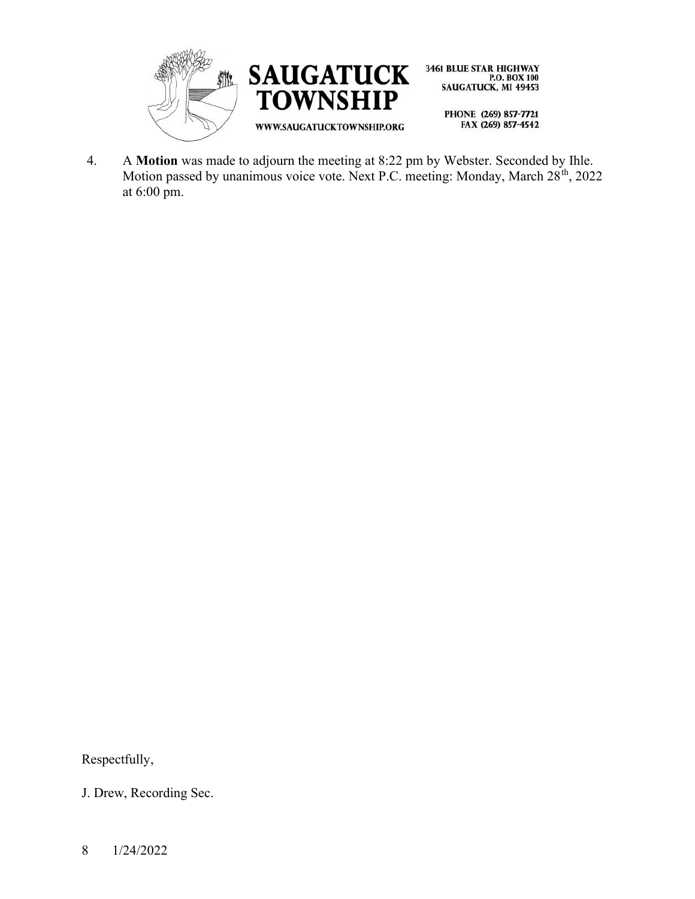4. A **Motion** was made to adjourn the meeting at 8:22 pm by Webster. Seconded by Ihle. Motion passed by unanimous voice vote. Next P.C. meeting: Monday, March 28th, 2022 at 6:00 pm.

Respectfully,

J. Drew, Recording Sec.